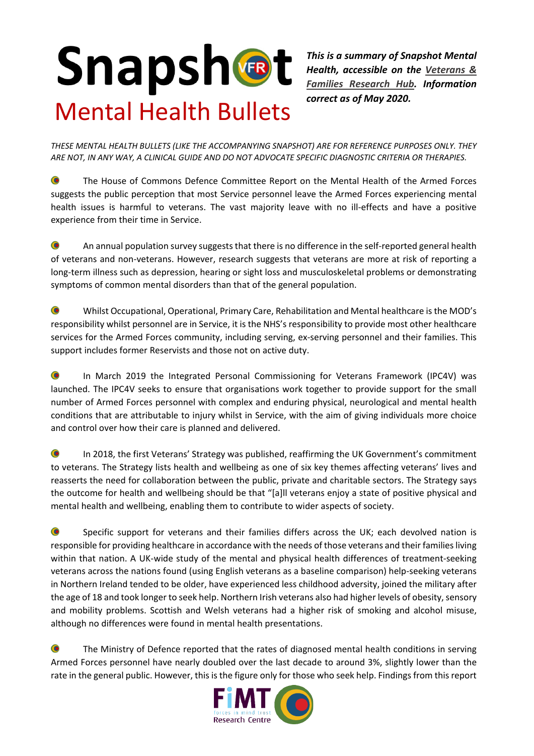# Snapshot
## Mental Health Bullets

***This is a summary of Snapshot Mental Health, accessible on the Veterans & Families Research Hub. Information correct as of May 2020.***

*THESE MENTAL HEALTH BULLETS (LIKE THE ACCOMPANYING SNAPSHOT) ARE FOR REFERENCE PURPOSES ONLY. THEY ARE NOT, IN ANY WAY, A CLINICAL GUIDE AND DO NOT ADVOCATE SPECIFIC DIAGNOSTIC CRITERIA OR THERAPIES.*

- The House of Commons Defence Committee Report on the Mental Health of the Armed Forces suggests the public perception that most Service personnel leave the Armed Forces experiencing mental health issues is harmful to veterans. The vast majority leave with no ill-effects and have a positive experience from their time in Service.

- An annual population survey suggests that there is no difference in the self-reported general health of veterans and non-veterans. However, research suggests that veterans are more at risk of reporting a long-term illness such as depression, hearing or sight loss and musculoskeletal problems or demonstrating symptoms of common mental disorders than that of the general population.

- Whilst Occupational, Operational, Primary Care, Rehabilitation and Mental healthcare is the MOD's responsibility whilst personnel are in Service, it is the NHS's responsibility to provide most other healthcare services for the Armed Forces community, including serving, ex-serving personnel and their families. This support includes former Reservists and those not on active duty.

- In March 2019 the Integrated Personal Commissioning for Veterans Framework (IPC4V) was launched. The IPC4V seeks to ensure that organisations work together to provide support for the small number of Armed Forces personnel with complex and enduring physical, neurological and mental health conditions that are attributable to injury whilst in Service, with the aim of giving individuals more choice and control over how their care is planned and delivered.

- In 2018, the first Veterans' Strategy was published, reaffirming the UK Government's commitment to veterans. The Strategy lists health and wellbeing as one of six key themes affecting veterans' lives and reasserts the need for collaboration between the public, private and charitable sectors. The Strategy says the outcome for health and wellbeing should be that "[a]ll veterans enjoy a state of positive physical and mental health and wellbeing, enabling them to contribute to wider aspects of society.

- Specific support for veterans and their families differs across the UK; each devolved nation is responsible for providing healthcare in accordance with the needs of those veterans and their families living within that nation. A UK-wide study of the mental and physical health differences of treatment-seeking veterans across the nations found (using English veterans as a baseline comparison) help-seeking veterans in Northern Ireland tended to be older, have experienced less childhood adversity, joined the military after the age of 18 and took longer to seek help. Northern Irish veterans also had higher levels of obesity, sensory and mobility problems. Scottish and Welsh veterans had a higher risk of smoking and alcohol misuse, although no differences were found in mental health presentations.

- The Ministry of Defence reported that the rates of diagnosed mental health conditions in serving Armed Forces personnel have nearly doubled over the last decade to around 3%, slightly lower than the rate in the general public. However, this is the figure only for those who seek help. Findings from this report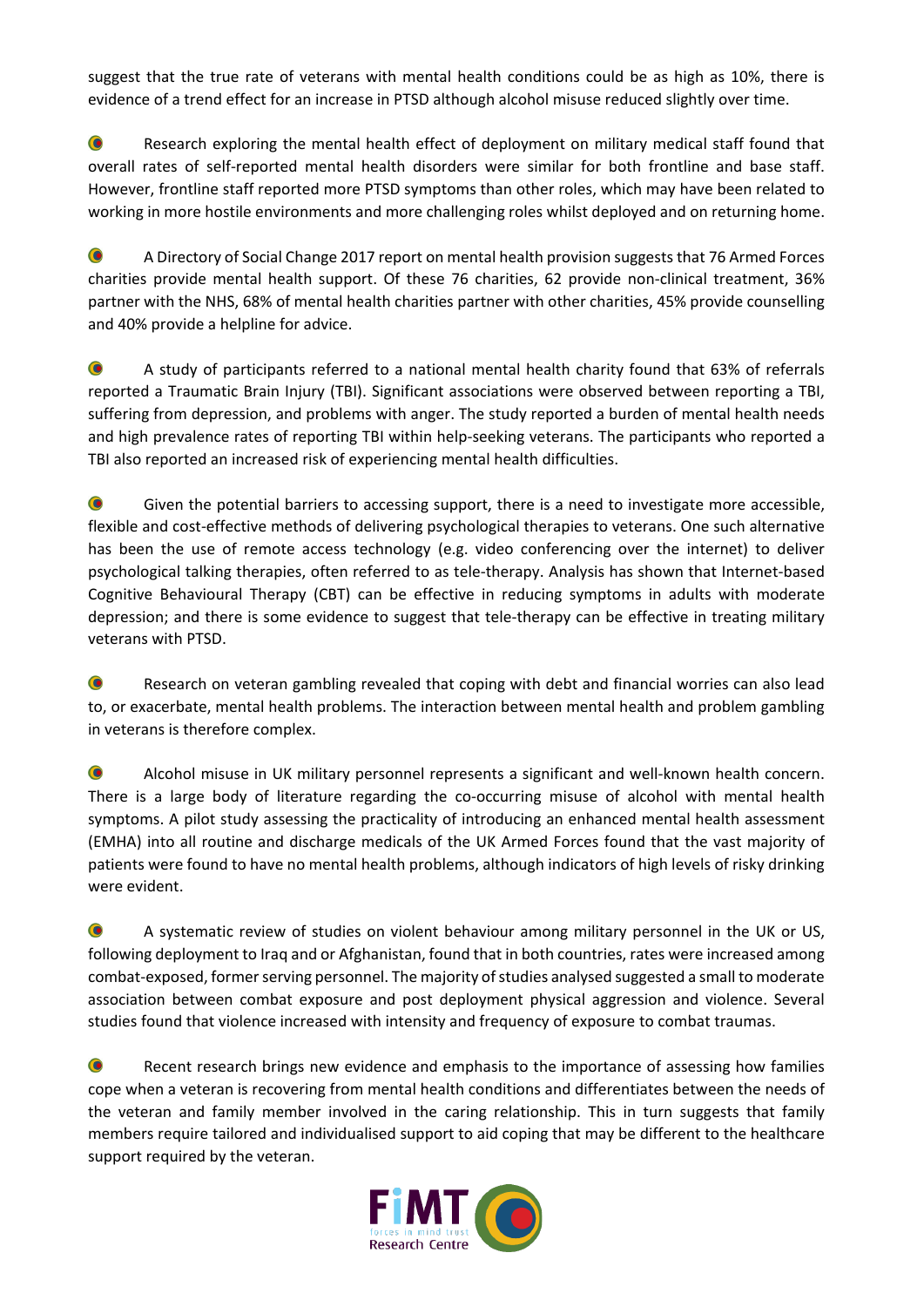suggest that the true rate of veterans with mental health conditions could be as high as 10%, there is evidence of a trend effect for an increase in PTSD although alcohol misuse reduced slightly over time.

- Research exploring the mental health effect of deployment on military medical staff found that overall rates of self-reported mental health disorders were similar for both frontline and base staff. However, frontline staff reported more PTSD symptoms than other roles, which may have been related to working in more hostile environments and more challenging roles whilst deployed and on returning home.

- A Directory of Social Change 2017 report on mental health provision suggests that 76 Armed Forces charities provide mental health support. Of these 76 charities, 62 provide non-clinical treatment, 36% partner with the NHS, 68% of mental health charities partner with other charities, 45% provide counselling and 40% provide a helpline for advice.

- A study of participants referred to a national mental health charity found that 63% of referrals reported a Traumatic Brain Injury (TBI). Significant associations were observed between reporting a TBI, suffering from depression, and problems with anger. The study reported a burden of mental health needs and high prevalence rates of reporting TBI within help-seeking veterans. The participants who reported a TBI also reported an increased risk of experiencing mental health difficulties.

- Given the potential barriers to accessing support, there is a need to investigate more accessible, flexible and cost-effective methods of delivering psychological therapies to veterans. One such alternative has been the use of remote access technology (e.g. video conferencing over the internet) to deliver psychological talking therapies, often referred to as tele-therapy. Analysis has shown that Internet-based Cognitive Behavioural Therapy (CBT) can be effective in reducing symptoms in adults with moderate depression; and there is some evidence to suggest that tele-therapy can be effective in treating military veterans with PTSD.

- Research on veteran gambling revealed that coping with debt and financial worries can also lead to, or exacerbate, mental health problems. The interaction between mental health and problem gambling in veterans is therefore complex.

- Alcohol misuse in UK military personnel represents a significant and well-known health concern. There is a large body of literature regarding the co-occurring misuse of alcohol with mental health symptoms. A pilot study assessing the practicality of introducing an enhanced mental health assessment (EMHA) into all routine and discharge medicals of the UK Armed Forces found that the vast majority of patients were found to have no mental health problems, although indicators of high levels of risky drinking were evident.

- A systematic review of studies on violent behaviour among military personnel in the UK or US, following deployment to Iraq and or Afghanistan, found that in both countries, rates were increased among combat-exposed, former serving personnel. The majority of studies analysed suggested a small to moderate association between combat exposure and post deployment physical aggression and violence. Several studies found that violence increased with intensity and frequency of exposure to combat traumas.

- Recent research brings new evidence and emphasis to the importance of assessing how families cope when a veteran is recovering from mental health conditions and differentiates between the needs of the veteran and family member involved in the caring relationship. This in turn suggests that family members require tailored and individualised support to aid coping that may be different to the healthcare support required by the veteran.

FiMT
forces in mind trust
Research Centre